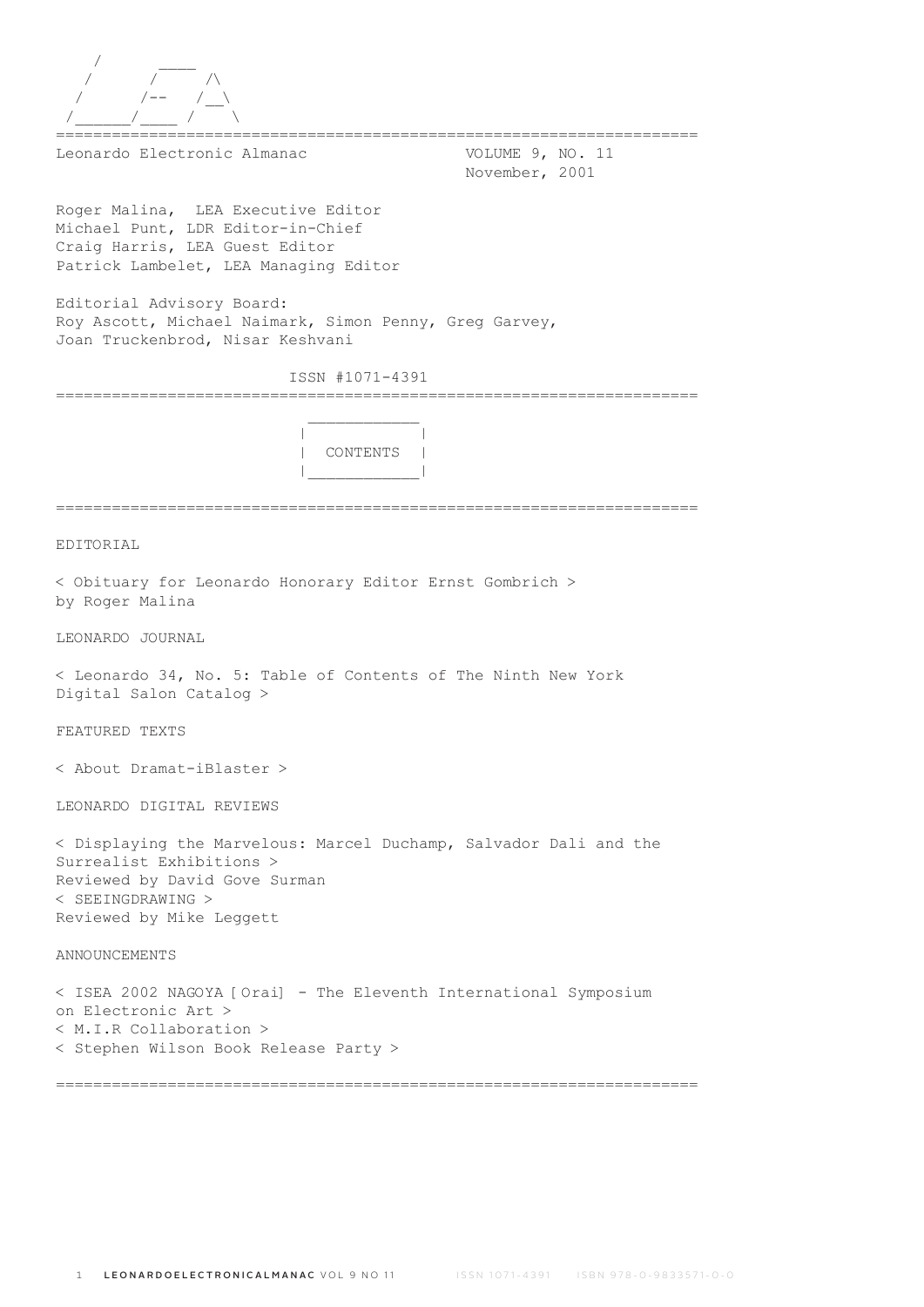```
    /       ____
   /       /     /\
  /       /--   /__\
 /______/____ /    \
```

======================================================================

Leonardo Electronic Almanac — VOLUME 9, NO. 11 — November, 2001

Roger Malina, LEA Executive Editor
Michael Punt, LDR Editor-in-Chief
Craig Harris, LEA Guest Editor
Patrick Lambelet, LEA Managing Editor

Editorial Advisory Board:
Roy Ascott, Michael Naimark, Simon Penny, Greg Garvey,
Joan Truckenbrod, Nisar Keshvani

ISSN #1071-4391

======================================================================

# CONTENTS

======================================================================

EDITORIAL

< Obituary for Leonardo Honorary Editor Ernst Gombrich >
by Roger Malina

LEONARDO JOURNAL

< Leonardo 34, No. 5: Table of Contents of The Ninth New York Digital Salon Catalog >

FEATURED TEXTS

< About Dramat-iBlaster >

LEONARDO DIGITAL REVIEWS

< Displaying the Marvelous: Marcel Duchamp, Salvador Dali and the Surrealist Exhibitions >
Reviewed by David Gove Surman
< SEEINGDRAWING >
Reviewed by Mike Leggett

ANNOUNCEMENTS

< ISEA 2002 NAGOYA [Orai] - The Eleventh International Symposium on Electronic Art >
< M.I.R Collaboration >
< Stephen Wilson Book Release Party >

======================================================================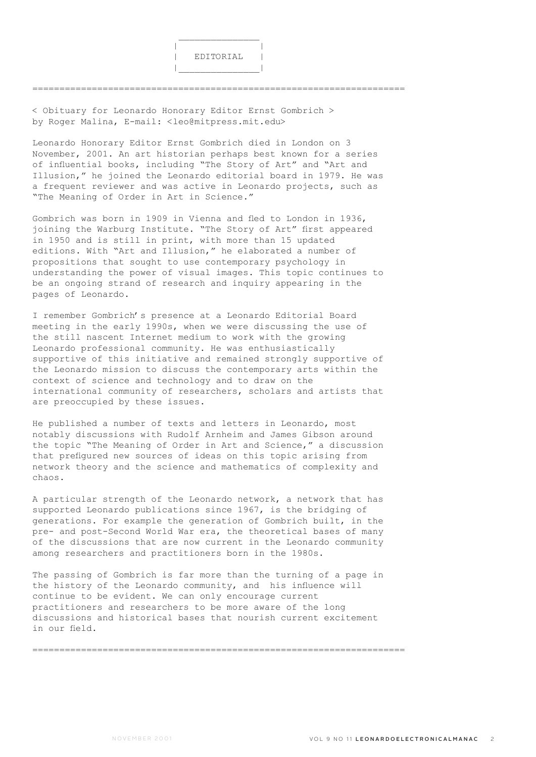# EDITORIAL

## < Obituary for Leonardo Honorary Editor Ernst Gombrich >

by Roger Malina, E-mail: <leo@mitpress.mit.edu>

Leonardo Honorary Editor Ernst Gombrich died in London on 3 November, 2001. An art historian perhaps best known for a series of influential books, including "The Story of Art" and "Art and Illusion," he joined the Leonardo editorial board in 1979. He was a frequent reviewer and was active in Leonardo projects, such as "The Meaning of Order in Art in Science."

Gombrich was born in 1909 in Vienna and fled to London in 1936, joining the Warburg Institute. "The Story of Art" first appeared in 1950 and is still in print, with more than 15 updated editions. With "Art and Illusion," he elaborated a number of propositions that sought to use contemporary psychology in understanding the power of visual images. This topic continues to be an ongoing strand of research and inquiry appearing in the pages of Leonardo.

I remember Gombrich's presence at a Leonardo Editorial Board meeting in the early 1990s, when we were discussing the use of the still nascent Internet medium to work with the growing Leonardo professional community. He was enthusiastically supportive of this initiative and remained strongly supportive of the Leonardo mission to discuss the contemporary arts within the context of science and technology and to draw on the international community of researchers, scholars and artists that are preoccupied by these issues.

He published a number of texts and letters in Leonardo, most notably discussions with Rudolf Arnheim and James Gibson around the topic "The Meaning of Order in Art and Science," a discussion that prefigured new sources of ideas on this topic arising from network theory and the science and mathematics of complexity and chaos.

A particular strength of the Leonardo network, a network that has supported Leonardo publications since 1967, is the bridging of generations. For example the generation of Gombrich built, in the pre- and post-Second World War era, the theoretical bases of many of the discussions that are now current in the Leonardo community among researchers and practitioners born in the 1980s.

The passing of Gombrich is far more than the turning of a page in the history of the Leonardo community, and his influence will continue to be evident. We can only encourage current practitioners and researchers to be more aware of the long discussions and historical bases that nourish current excitement in our field.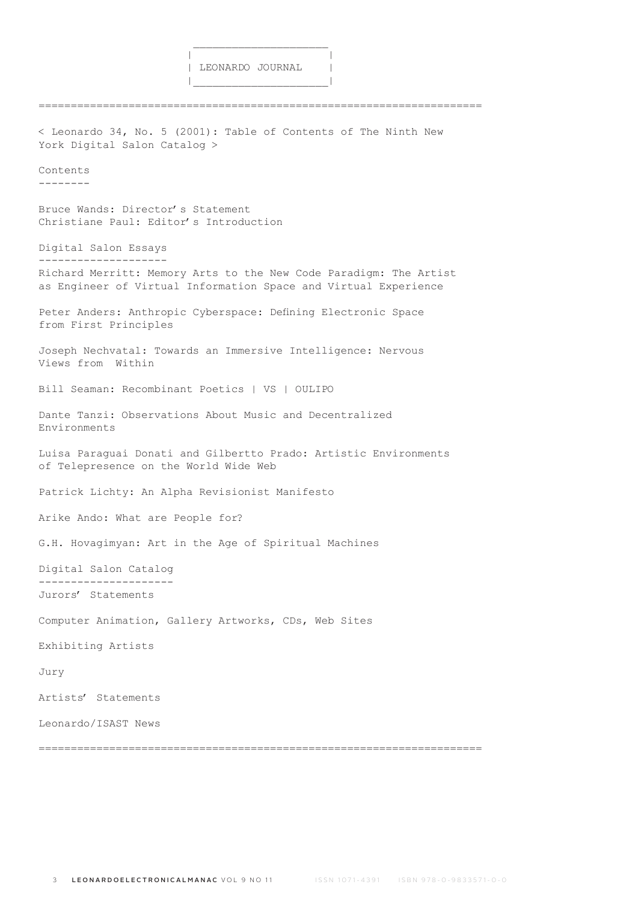# LEONARDO JOURNAL

## < Leonardo 34, No. 5 (2001): Table of Contents of The Ninth New York Digital Salon Catalog >

### Contents

Bruce Wands: Director's Statement
Christiane Paul: Editor's Introduction

### Digital Salon Essays

Richard Merritt: Memory Arts to the New Code Paradigm: The Artist as Engineer of Virtual Information Space and Virtual Experience

Peter Anders: Anthropic Cyberspace: Defining Electronic Space from First Principles

Joseph Nechvatal: Towards an Immersive Intelligence: Nervous Views from Within

Bill Seaman: Recombinant Poetics | VS | OULIPO

Dante Tanzi: Observations About Music and Decentralized Environments

Luisa Paraguai Donati and Gilbertto Prado: Artistic Environments of Telepresence on the World Wide Web

Patrick Lichty: An Alpha Revisionist Manifesto

Arike Ando: What are People for?

G.H. Hovagimyan: Art in the Age of Spiritual Machines

### Digital Salon Catalog

Jurors' Statements

Computer Animation, Gallery Artworks, CDs, Web Sites

Exhibiting Artists

Jury

Artists' Statements

Leonardo/ISAST News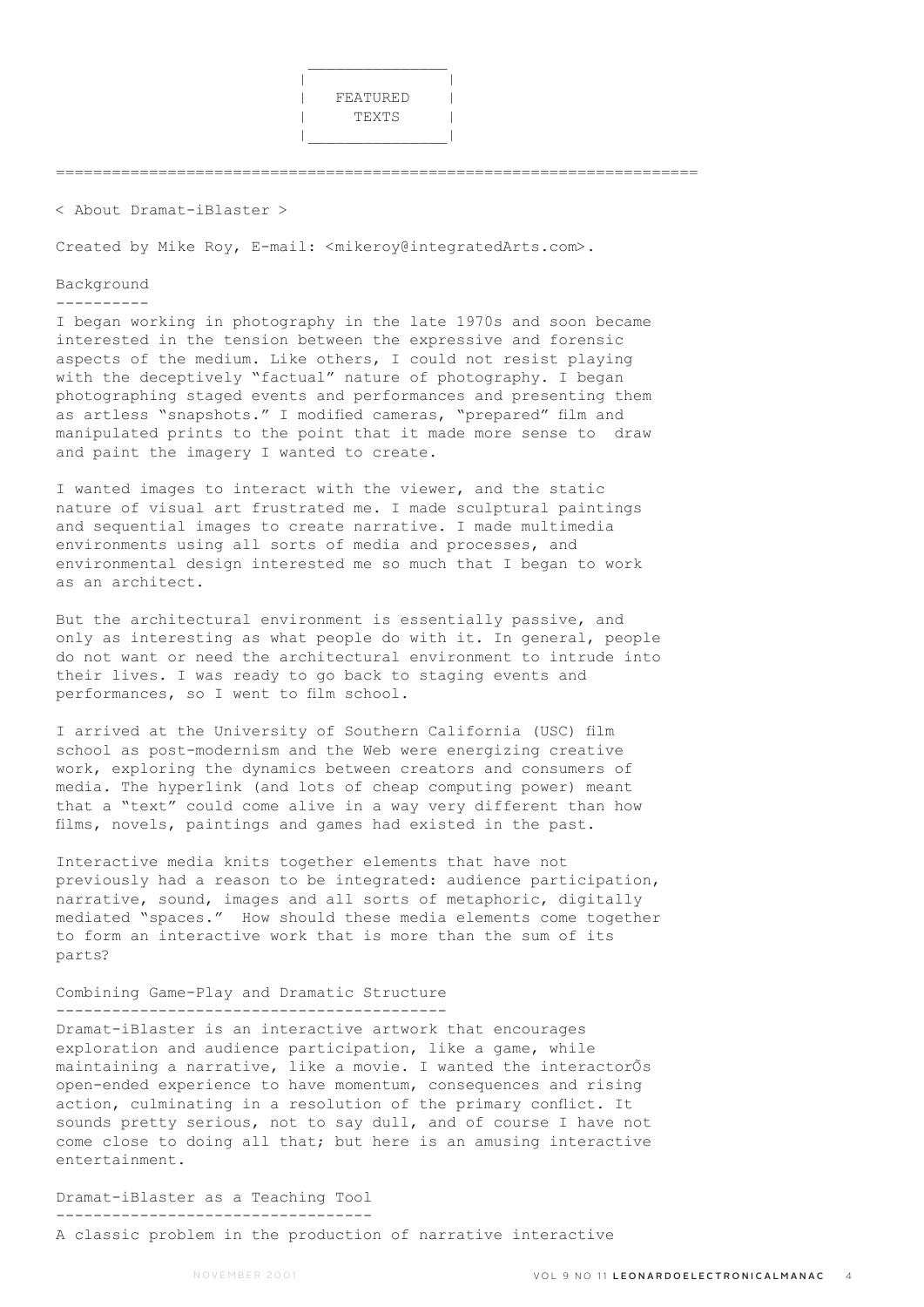## FEATURED TEXTS

< About Dramat-iBlaster >

Created by Mike Roy, E-mail: <mikeroy@integratedArts.com>.

### Background

I began working in photography in the late 1970s and soon became interested in the tension between the expressive and forensic aspects of the medium. Like others, I could not resist playing with the deceptively "factual" nature of photography. I began photographing staged events and performances and presenting them as artless "snapshots." I modified cameras, "prepared" film and manipulated prints to the point that it made more sense to draw and paint the imagery I wanted to create.

I wanted images to interact with the viewer, and the static nature of visual art frustrated me. I made sculptural paintings and sequential images to create narrative. I made multimedia environments using all sorts of media and processes, and environmental design interested me so much that I began to work as an architect.

But the architectural environment is essentially passive, and only as interesting as what people do with it. In general, people do not want or need the architectural environment to intrude into their lives. I was ready to go back to staging events and performances, so I went to film school.

I arrived at the University of Southern California (USC) film school as post-modernism and the Web were energizing creative work, exploring the dynamics between creators and consumers of media. The hyperlink (and lots of cheap computing power) meant that a "text" could come alive in a way very different than how films, novels, paintings and games had existed in the past.

Interactive media knits together elements that have not previously had a reason to be integrated: audience participation, narrative, sound, images and all sorts of metaphoric, digitally mediated "spaces." How should these media elements come together to form an interactive work that is more than the sum of its parts?

### Combining Game-Play and Dramatic Structure

Dramat-iBlaster is an interactive artwork that encourages exploration and audience participation, like a game, while maintaining a narrative, like a movie. I wanted the interactorÕs open-ended experience to have momentum, consequences and rising action, culminating in a resolution of the primary conflict. It sounds pretty serious, not to say dull, and of course I have not come close to doing all that; but here is an amusing interactive entertainment.

### Dramat-iBlaster as a Teaching Tool

A classic problem in the production of narrative interactive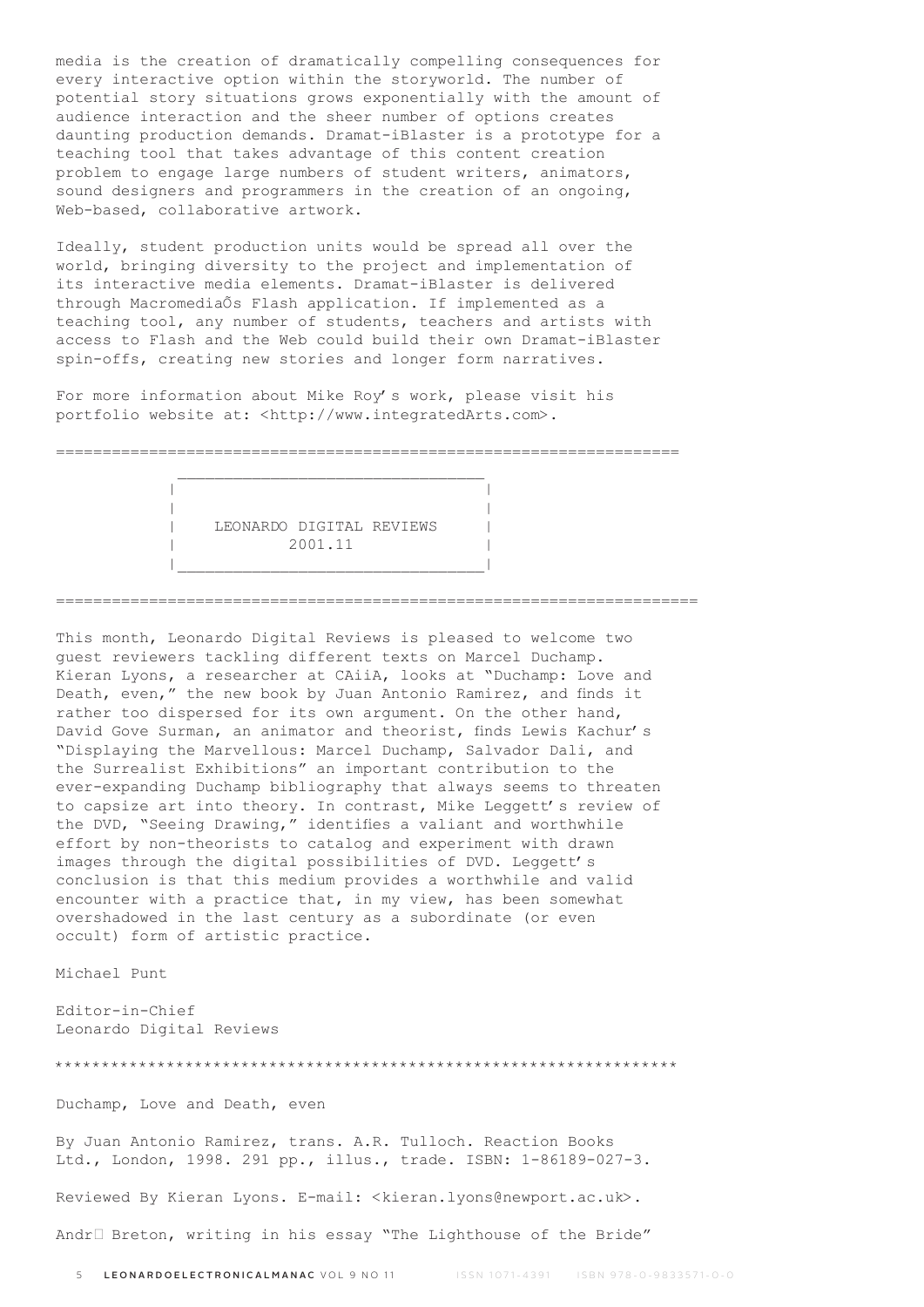media is the creation of dramatically compelling consequences for every interactive option within the storyworld. The number of potential story situations grows exponentially with the amount of audience interaction and the sheer number of options creates daunting production demands. Dramat-iBlaster is a prototype for a teaching tool that takes advantage of this content creation problem to engage large numbers of student writers, animators, sound designers and programmers in the creation of an ongoing, Web-based, collaborative artwork.

Ideally, student production units would be spread all over the world, bringing diversity to the project and implementation of its interactive media elements. Dramat-iBlaster is delivered through MacromediaÕs Flash application. If implemented as a teaching tool, any number of students, teachers and artists with access to Flash and the Web could build their own Dramat-iBlaster spin-offs, creating new stories and longer form narratives.

For more information about Mike Roy's work, please visit his portfolio website at: <http://www.integratedArts.com>.

==================================================================

## LEONARDO DIGITAL REVIEWS 2001.11

==================================================================

This month, Leonardo Digital Reviews is pleased to welcome two guest reviewers tackling different texts on Marcel Duchamp. Kieran Lyons, a researcher at CAiiA, looks at "Duchamp: Love and Death, even," the new book by Juan Antonio Ramirez, and finds it rather too dispersed for its own argument. On the other hand, David Gove Surman, an animator and theorist, finds Lewis Kachur's "Displaying the Marvellous: Marcel Duchamp, Salvador Dali, and the Surrealist Exhibitions" an important contribution to the ever-expanding Duchamp bibliography that always seems to threaten to capsize art into theory. In contrast, Mike Leggett's review of the DVD, "Seeing Drawing," identifies a valiant and worthwhile effort by non-theorists to catalog and experiment with drawn images through the digital possibilities of DVD. Leggett's conclusion is that this medium provides a worthwhile and valid encounter with a practice that, in my view, has been somewhat overshadowed in the last century as a subordinate (or even occult) form of artistic practice.

Michael Punt

Editor-in-Chief  
Leonardo Digital Reviews

******************************************************************

### Duchamp, Love and Death, even

By Juan Antonio Ramirez, trans. A.R. Tulloch. Reaction Books Ltd., London, 1998. 291 pp., illus., trade. ISBN: 1-86189-027-3.

Reviewed By Kieran Lyons. E-mail: <kieran.lyons@newport.ac.uk>.

Andr� Breton, writing in his essay "The Lighthouse of the Bride"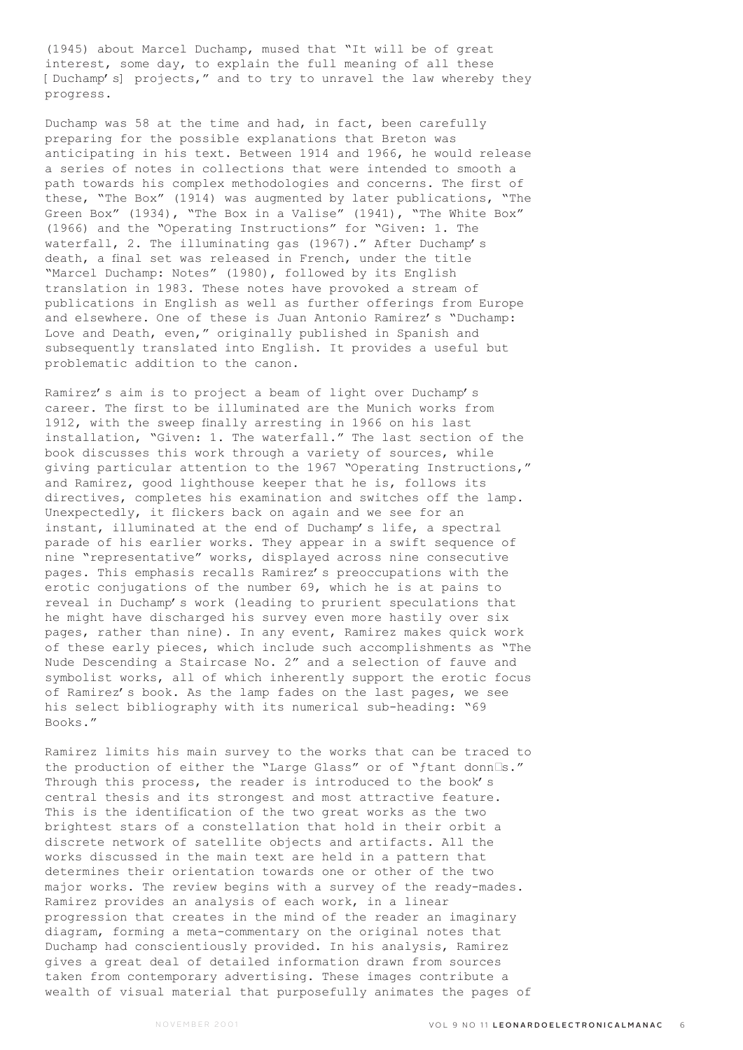(1945) about Marcel Duchamp, mused that "It will be of great interest, some day, to explain the full meaning of all these [Duchamp's] projects," and to try to unravel the law whereby they progress.

Duchamp was 58 at the time and had, in fact, been carefully preparing for the possible explanations that Breton was anticipating in his text. Between 1914 and 1966, he would release a series of notes in collections that were intended to smooth a path towards his complex methodologies and concerns. The first of these, "The Box" (1914) was augmented by later publications, "The Green Box" (1934), "The Box in a Valise" (1941), "The White Box" (1966) and the "Operating Instructions" for "Given: 1. The waterfall, 2. The illuminating gas (1967)." After Duchamp's death, a final set was released in French, under the title "Marcel Duchamp: Notes" (1980), followed by its English translation in 1983. These notes have provoked a stream of publications in English as well as further offerings from Europe and elsewhere. One of these is Juan Antonio Ramirez's "Duchamp: Love and Death, even," originally published in Spanish and subsequently translated into English. It provides a useful but problematic addition to the canon.

Ramirez's aim is to project a beam of light over Duchamp's career. The first to be illuminated are the Munich works from 1912, with the sweep finally arresting in 1966 on his last installation, "Given: 1. The waterfall." The last section of the book discusses this work through a variety of sources, while giving particular attention to the 1967 "Operating Instructions," and Ramirez, good lighthouse keeper that he is, follows its directives, completes his examination and switches off the lamp. Unexpectedly, it flickers back on again and we see for an instant, illuminated at the end of Duchamp's life, a spectral parade of his earlier works. They appear in a swift sequence of nine "representative" works, displayed across nine consecutive pages. This emphasis recalls Ramirez's preoccupations with the erotic conjugations of the number 69, which he is at pains to reveal in Duchamp's work (leading to prurient speculations that he might have discharged his survey even more hastily over six pages, rather than nine). In any event, Ramirez makes quick work of these early pieces, which include such accomplishments as "The Nude Descending a Staircase No. 2" and a selection of fauve and symbolist works, all of which inherently support the erotic focus of Ramirez's book. As the lamp fades on the last pages, we see his select bibliography with its numerical sub-heading: "69 Books."

Ramirez limits his main survey to the works that can be traced to the production of either the "Large Glass" or of "Étant donnés." Through this process, the reader is introduced to the book's central thesis and its strongest and most attractive feature. This is the identification of the two great works as the two brightest stars of a constellation that hold in their orbit a discrete network of satellite objects and artifacts. All the works discussed in the main text are held in a pattern that determines their orientation towards one or other of the two major works. The review begins with a survey of the ready-mades. Ramirez provides an analysis of each work, in a linear progression that creates in the mind of the reader an imaginary diagram, forming a meta-commentary on the original notes that Duchamp had conscientiously provided. In his analysis, Ramirez gives a great deal of detailed information drawn from sources taken from contemporary advertising. These images contribute a wealth of visual material that purposefully animates the pages of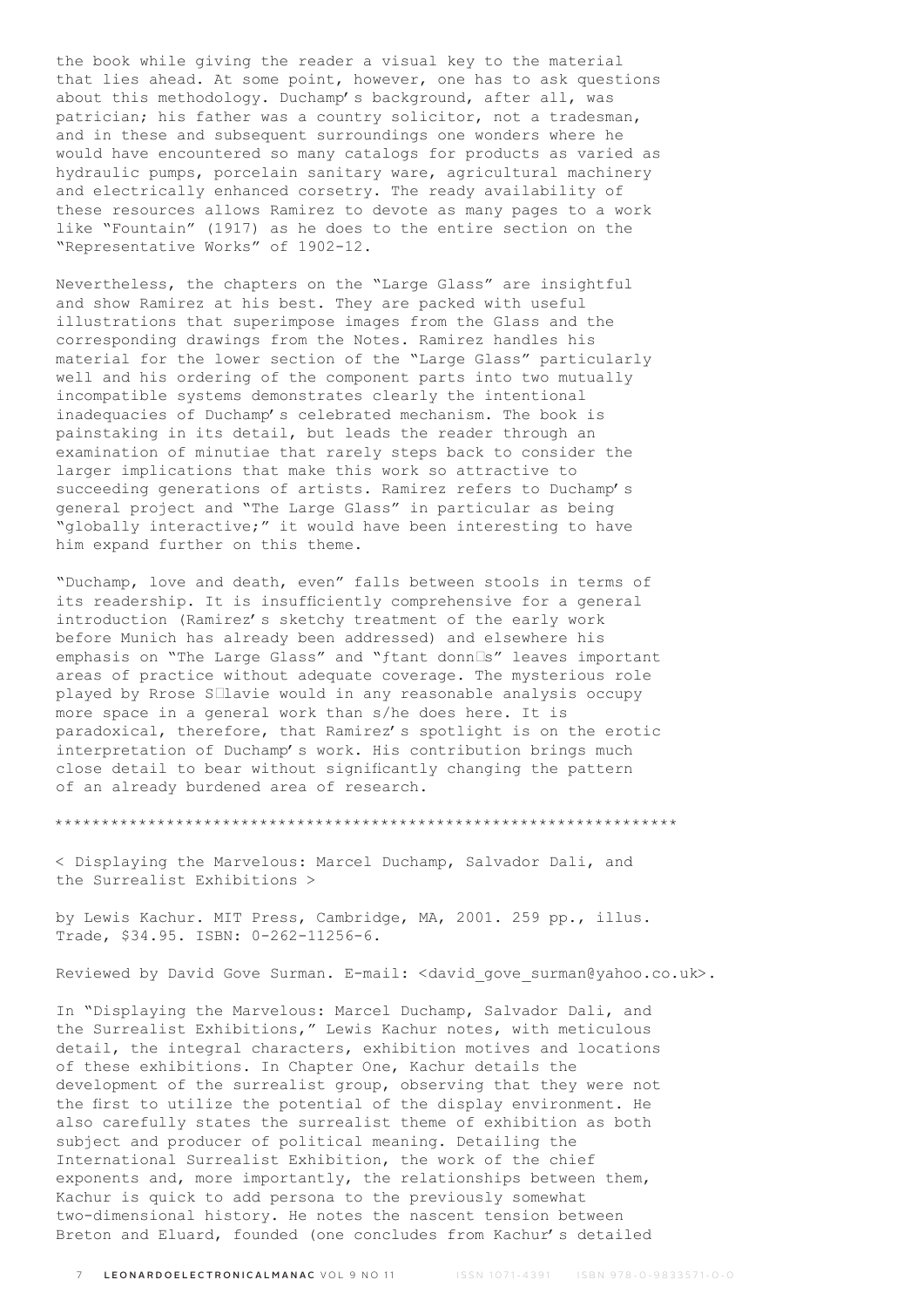the book while giving the reader a visual key to the material that lies ahead. At some point, however, one has to ask questions about this methodology. Duchamp's background, after all, was patrician; his father was a country solicitor, not a tradesman, and in these and subsequent surroundings one wonders where he would have encountered so many catalogs for products as varied as hydraulic pumps, porcelain sanitary ware, agricultural machinery and electrically enhanced corsetry. The ready availability of these resources allows Ramirez to devote as many pages to a work like "Fountain" (1917) as he does to the entire section on the "Representative Works" of 1902-12.

Nevertheless, the chapters on the "Large Glass" are insightful and show Ramirez at his best. They are packed with useful illustrations that superimpose images from the Glass and the corresponding drawings from the Notes. Ramirez handles his material for the lower section of the "Large Glass" particularly well and his ordering of the component parts into two mutually incompatible systems demonstrates clearly the intentional inadequacies of Duchamp's celebrated mechanism. The book is painstaking in its detail, but leads the reader through an examination of minutiae that rarely steps back to consider the larger implications that make this work so attractive to succeeding generations of artists. Ramirez refers to Duchamp's general project and "The Large Glass" in particular as being "globally interactive;" it would have been interesting to have him expand further on this theme.

"Duchamp, love and death, even" falls between stools in terms of its readership. It is insufficiently comprehensive for a general introduction (Ramirez's sketchy treatment of the early work before Munich has already been addressed) and elsewhere his emphasis on "The Large Glass" and "ƒtant donn�s" leaves important areas of practice without adequate coverage. The mysterious role played by Rrose S�lavie would in any reasonable analysis occupy more space in a general work than s/he does here. It is paradoxical, therefore, that Ramirez's spotlight is on the erotic interpretation of Duchamp's work. His contribution brings much close detail to bear without significantly changing the pattern of an already burdened area of research.

*****************************************************************

< Displaying the Marvelous: Marcel Duchamp, Salvador Dali, and the Surrealist Exhibitions >

by Lewis Kachur. MIT Press, Cambridge, MA, 2001. 259 pp., illus. Trade, $34.95. ISBN: 0-262-11256-6.

Reviewed by David Gove Surman. E-mail: <david_gove_surman@yahoo.co.uk>.

In "Displaying the Marvelous: Marcel Duchamp, Salvador Dali, and the Surrealist Exhibitions," Lewis Kachur notes, with meticulous detail, the integral characters, exhibition motives and locations of these exhibitions. In Chapter One, Kachur details the development of the surrealist group, observing that they were not the first to utilize the potential of the display environment. He also carefully states the surrealist theme of exhibition as both subject and producer of political meaning. Detailing the International Surrealist Exhibition, the work of the chief exponents and, more importantly, the relationships between them, Kachur is quick to add persona to the previously somewhat two-dimensional history. He notes the nascent tension between Breton and Eluard, founded (one concludes from Kachur's detailed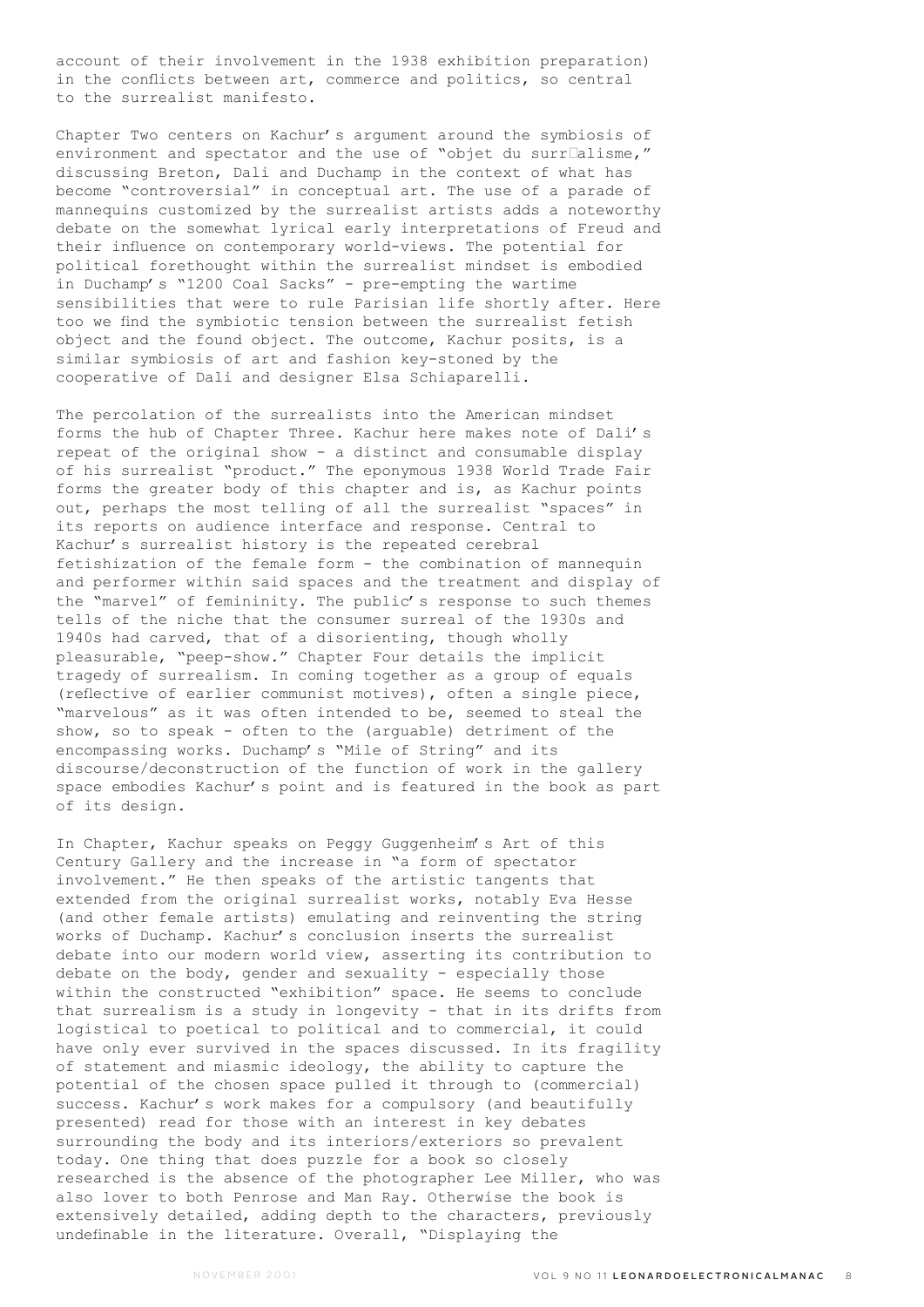account of their involvement in the 1938 exhibition preparation) in the conflicts between art, commerce and politics, so central to the surrealist manifesto.

Chapter Two centers on Kachur's argument around the symbiosis of environment and spectator and the use of "objet du surréalisme," discussing Breton, Dali and Duchamp in the context of what has become "controversial" in conceptual art. The use of a parade of mannequins customized by the surrealist artists adds a noteworthy debate on the somewhat lyrical early interpretations of Freud and their influence on contemporary world-views. The potential for political forethought within the surrealist mindset is embodied in Duchamp's "1200 Coal Sacks" - pre-empting the wartime sensibilities that were to rule Parisian life shortly after. Here too we find the symbiotic tension between the surrealist fetish object and the found object. The outcome, Kachur posits, is a similar symbiosis of art and fashion key-stoned by the cooperative of Dali and designer Elsa Schiaparelli.

The percolation of the surrealists into the American mindset forms the hub of Chapter Three. Kachur here makes note of Dali's repeat of the original show - a distinct and consumable display of his surrealist "product." The eponymous 1938 World Trade Fair forms the greater body of this chapter and is, as Kachur points out, perhaps the most telling of all the surrealist "spaces" in its reports on audience interface and response. Central to Kachur's surrealist history is the repeated cerebral fetishization of the female form - the combination of mannequin and performer within said spaces and the treatment and display of the "marvel" of femininity. The public's response to such themes tells of the niche that the consumer surreal of the 1930s and 1940s had carved, that of a disorienting, though wholly pleasurable, "peep-show." Chapter Four details the implicit tragedy of surrealism. In coming together as a group of equals (reflective of earlier communist motives), often a single piece, "marvelous" as it was often intended to be, seemed to steal the show, so to speak - often to the (arguable) detriment of the encompassing works. Duchamp's "Mile of String" and its discourse/deconstruction of the function of work in the gallery space embodies Kachur's point and is featured in the book as part of its design.

In Chapter, Kachur speaks on Peggy Guggenheim's Art of this Century Gallery and the increase in "a form of spectator involvement." He then speaks of the artistic tangents that extended from the original surrealist works, notably Eva Hesse (and other female artists) emulating and reinventing the string works of Duchamp. Kachur's conclusion inserts the surrealist debate into our modern world view, asserting its contribution to debate on the body, gender and sexuality - especially those within the constructed "exhibition" space. He seems to conclude that surrealism is a study in longevity - that in its drifts from logistical to poetical to political and to commercial, it could have only ever survived in the spaces discussed. In its fragility of statement and miasmic ideology, the ability to capture the potential of the chosen space pulled it through to (commercial) success. Kachur's work makes for a compulsory (and beautifully presented) read for those with an interest in key debates surrounding the body and its interiors/exteriors so prevalent today. One thing that does puzzle for a book so closely researched is the absence of the photographer Lee Miller, who was also lover to both Penrose and Man Ray. Otherwise the book is extensively detailed, adding depth to the characters, previously undefinable in the literature. Overall, "Displaying the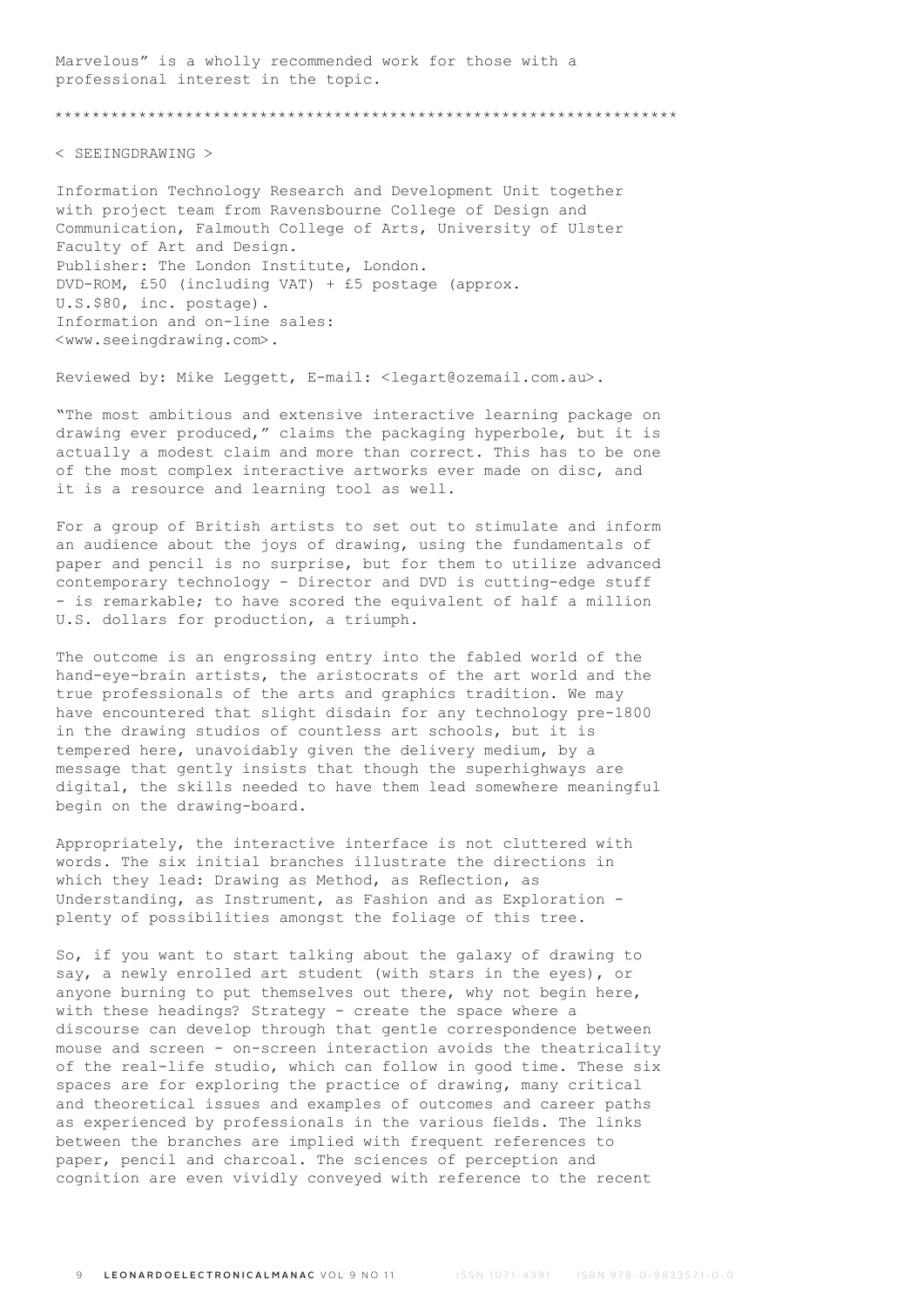Marvelous" is a wholly recommended work for those with a professional interest in the topic.

*****************************************************************

< SEEINGDRAWING >

Information Technology Research and Development Unit together with project team from Ravensbourne College of Design and Communication, Falmouth College of Arts, University of Ulster Faculty of Art and Design.
Publisher: The London Institute, London.
DVD-ROM, £50 (including VAT) + £5 postage (approx. U.S.$80, inc. postage).
Information and on-line sales: <www.seeingdrawing.com>.

Reviewed by: Mike Leggett, E-mail: <legart@ozemail.com.au>.

"The most ambitious and extensive interactive learning package on drawing ever produced," claims the packaging hyperbole, but it is actually a modest claim and more than correct. This has to be one of the most complex interactive artworks ever made on disc, and it is a resource and learning tool as well.

For a group of British artists to set out to stimulate and inform an audience about the joys of drawing, using the fundamentals of paper and pencil is no surprise, but for them to utilize advanced contemporary technology - Director and DVD is cutting-edge stuff - is remarkable; to have scored the equivalent of half a million U.S. dollars for production, a triumph.

The outcome is an engrossing entry into the fabled world of the hand-eye-brain artists, the aristocrats of the art world and the true professionals of the arts and graphics tradition. We may have encountered that slight disdain for any technology pre-1800 in the drawing studios of countless art schools, but it is tempered here, unavoidably given the delivery medium, by a message that gently insists that though the superhighways are digital, the skills needed to have them lead somewhere meaningful begin on the drawing-board.

Appropriately, the interactive interface is not cluttered with words. The six initial branches illustrate the directions in which they lead: Drawing as Method, as Reflection, as Understanding, as Instrument, as Fashion and as Exploration - plenty of possibilities amongst the foliage of this tree.

So, if you want to start talking about the galaxy of drawing to say, a newly enrolled art student (with stars in the eyes), or anyone burning to put themselves out there, why not begin here, with these headings? Strategy - create the space where a discourse can develop through that gentle correspondence between mouse and screen - on-screen interaction avoids the theatricality of the real-life studio, which can follow in good time. These six spaces are for exploring the practice of drawing, many critical and theoretical issues and examples of outcomes and career paths as experienced by professionals in the various fields. The links between the branches are implied with frequent references to paper, pencil and charcoal. The sciences of perception and cognition are even vividly conveyed with reference to the recent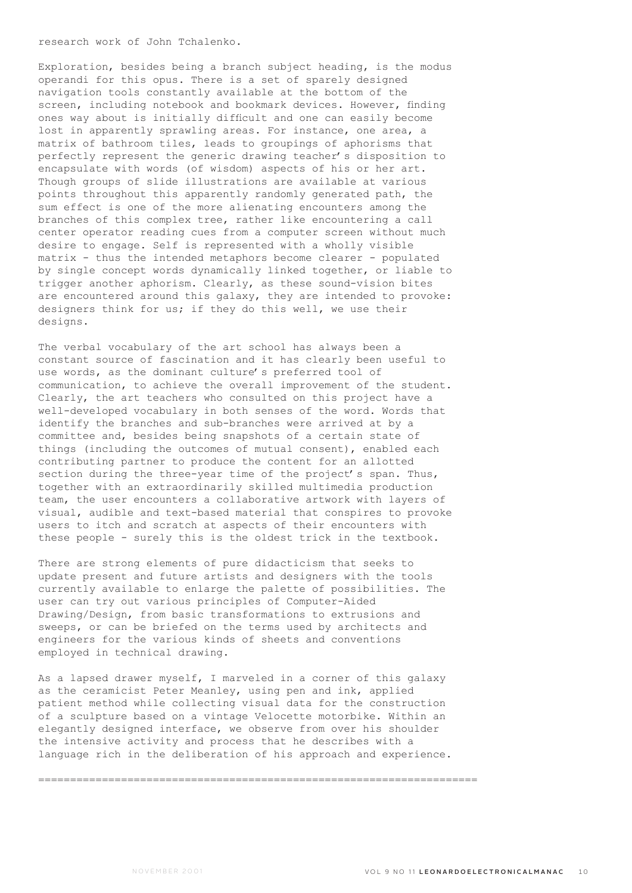research work of John Tchalenko.

Exploration, besides being a branch subject heading, is the modus operandi for this opus. There is a set of sparely designed navigation tools constantly available at the bottom of the screen, including notebook and bookmark devices. However, finding ones way about is initially difficult and one can easily become lost in apparently sprawling areas. For instance, one area, a matrix of bathroom tiles, leads to groupings of aphorisms that perfectly represent the generic drawing teacher's disposition to encapsulate with words (of wisdom) aspects of his or her art. Though groups of slide illustrations are available at various points throughout this apparently randomly generated path, the sum effect is one of the more alienating encounters among the branches of this complex tree, rather like encountering a call center operator reading cues from a computer screen without much desire to engage. Self is represented with a wholly visible matrix - thus the intended metaphors become clearer - populated by single concept words dynamically linked together, or liable to trigger another aphorism. Clearly, as these sound-vision bites are encountered around this galaxy, they are intended to provoke: designers think for us; if they do this well, we use their designs.

The verbal vocabulary of the art school has always been a constant source of fascination and it has clearly been useful to use words, as the dominant culture's preferred tool of communication, to achieve the overall improvement of the student. Clearly, the art teachers who consulted on this project have a well-developed vocabulary in both senses of the word. Words that identify the branches and sub-branches were arrived at by a committee and, besides being snapshots of a certain state of things (including the outcomes of mutual consent), enabled each contributing partner to produce the content for an allotted section during the three-year time of the project's span. Thus, together with an extraordinarily skilled multimedia production team, the user encounters a collaborative artwork with layers of visual, audible and text-based material that conspires to provoke users to itch and scratch at aspects of their encounters with these people - surely this is the oldest trick in the textbook.

There are strong elements of pure didacticism that seeks to update present and future artists and designers with the tools currently available to enlarge the palette of possibilities. The user can try out various principles of Computer-Aided Drawing/Design, from basic transformations to extrusions and sweeps, or can be briefed on the terms used by architects and engineers for the various kinds of sheets and conventions employed in technical drawing.

As a lapsed drawer myself, I marveled in a corner of this galaxy as the ceramicist Peter Meanley, using pen and ink, applied patient method while collecting visual data for the construction of a sculpture based on a vintage Velocette motorbike. Within an elegantly designed interface, we observe from over his shoulder the intensive activity and process that he describes with a language rich in the deliberation of his approach and experience.

======================================================================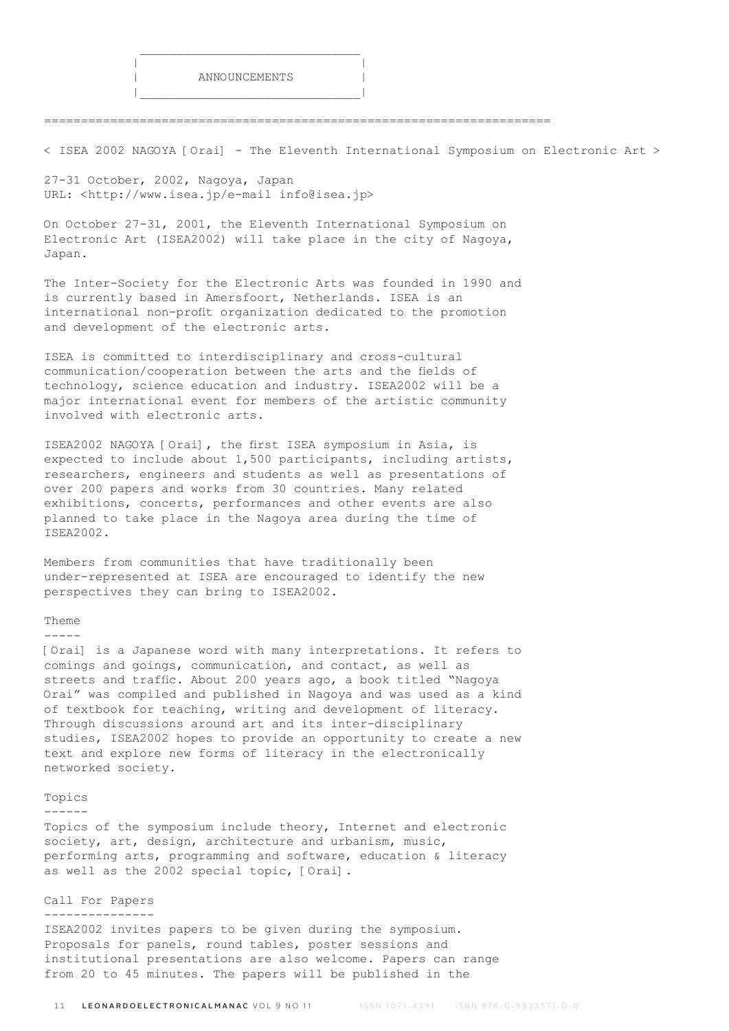# ANNOUNCEMENTS

< ISEA 2002 NAGOYA [Orai] - The Eleventh International Symposium on Electronic Art >

27-31 October, 2002, Nagoya, Japan
URL: <http://www.isea.jp/e-mail info@isea.jp>

On October 27-31, 2001, the Eleventh International Symposium on Electronic Art (ISEA2002) will take place in the city of Nagoya, Japan.

The Inter-Society for the Electronic Arts was founded in 1990 and is currently based in Amersfoort, Netherlands. ISEA is an international non-profit organization dedicated to the promotion and development of the electronic arts.

ISEA is committed to interdisciplinary and cross-cultural communication/cooperation between the arts and the fields of technology, science education and industry. ISEA2002 will be a major international event for members of the artistic community involved with electronic arts.

ISEA2002 NAGOYA [Orai], the first ISEA symposium in Asia, is expected to include about 1,500 participants, including artists, researchers, engineers and students as well as presentations of over 200 papers and works from 30 countries. Many related exhibitions, concerts, performances and other events are also planned to take place in the Nagoya area during the time of ISEA2002.

Members from communities that have traditionally been under-represented at ISEA are encouraged to identify the new perspectives they can bring to ISEA2002.

## Theme

[Orai] is a Japanese word with many interpretations. It refers to comings and goings, communication, and contact, as well as streets and traffic. About 200 years ago, a book titled "Nagoya Orai" was compiled and published in Nagoya and was used as a kind of textbook for teaching, writing and development of literacy. Through discussions around art and its inter-disciplinary studies, ISEA2002 hopes to provide an opportunity to create a new text and explore new forms of literacy in the electronically networked society.

## Topics

Topics of the symposium include theory, Internet and electronic society, art, design, architecture and urbanism, music, performing arts, programming and software, education & literacy as well as the 2002 special topic, [Orai].

## Call For Papers

ISEA2002 invites papers to be given during the symposium. Proposals for panels, round tables, poster sessions and institutional presentations are also welcome. Papers can range from 20 to 45 minutes. The papers will be published in the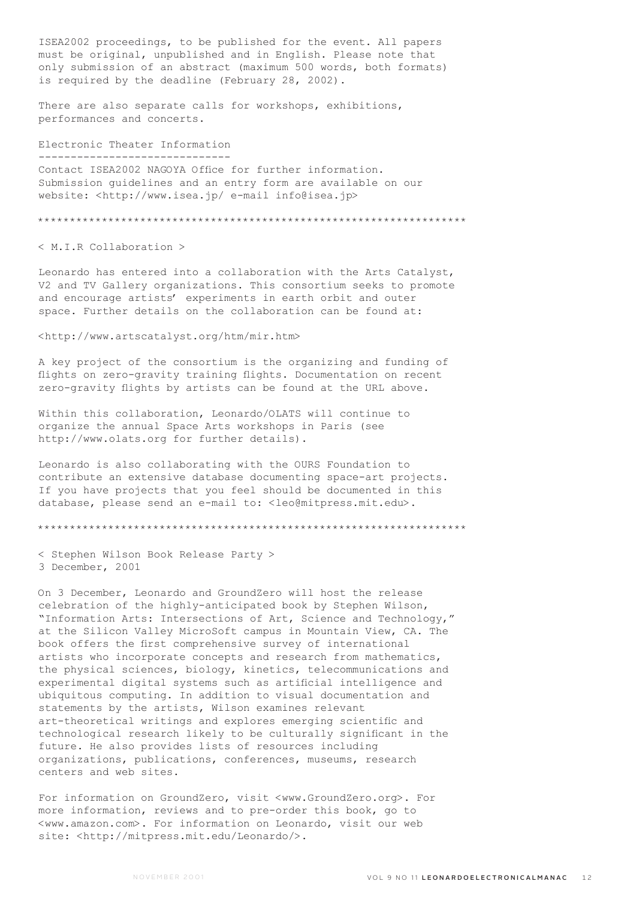ISEA2002 proceedings, to be published for the event. All papers must be original, unpublished and in English. Please note that only submission of an abstract (maximum 500 words, both formats) is required by the deadline (February 28, 2002).

There are also separate calls for workshops, exhibitions, performances and concerts.

## Electronic Theater Information

Contact ISEA2002 NAGOYA Office for further information. Submission guidelines and an entry form are available on our website: <http://www.isea.jp/ e-mail info@isea.jp>

*****************************************************************

## < M.I.R Collaboration >

Leonardo has entered into a collaboration with the Arts Catalyst, V2 and TV Gallery organizations. This consortium seeks to promote and encourage artists' experiments in earth orbit and outer space. Further details on the collaboration can be found at:

<http://www.artscatalyst.org/htm/mir.htm>

A key project of the consortium is the organizing and funding of flights on zero-gravity training flights. Documentation on recent zero-gravity flights by artists can be found at the URL above.

Within this collaboration, Leonardo/OLATS will continue to organize the annual Space Arts workshops in Paris (see http://www.olats.org for further details).

Leonardo is also collaborating with the OURS Foundation to contribute an extensive database documenting space-art projects. If you have projects that you feel should be documented in this database, please send an e-mail to: <leo@mitpress.mit.edu>.

*****************************************************************

## < Stephen Wilson Book Release Party >

3 December, 2001

On 3 December, Leonardo and GroundZero will host the release celebration of the highly-anticipated book by Stephen Wilson, "Information Arts: Intersections of Art, Science and Technology," at the Silicon Valley MicroSoft campus in Mountain View, CA. The book offers the first comprehensive survey of international artists who incorporate concepts and research from mathematics, the physical sciences, biology, kinetics, telecommunications and experimental digital systems such as artificial intelligence and ubiquitous computing. In addition to visual documentation and statements by the artists, Wilson examines relevant art-theoretical writings and explores emerging scientific and technological research likely to be culturally significant in the future. He also provides lists of resources including organizations, publications, conferences, museums, research centers and web sites.

For information on GroundZero, visit <www.GroundZero.org>. For more information, reviews and to pre-order this book, go to <www.amazon.com>. For information on Leonardo, visit our web site: <http://mitpress.mit.edu/Leonardo/>.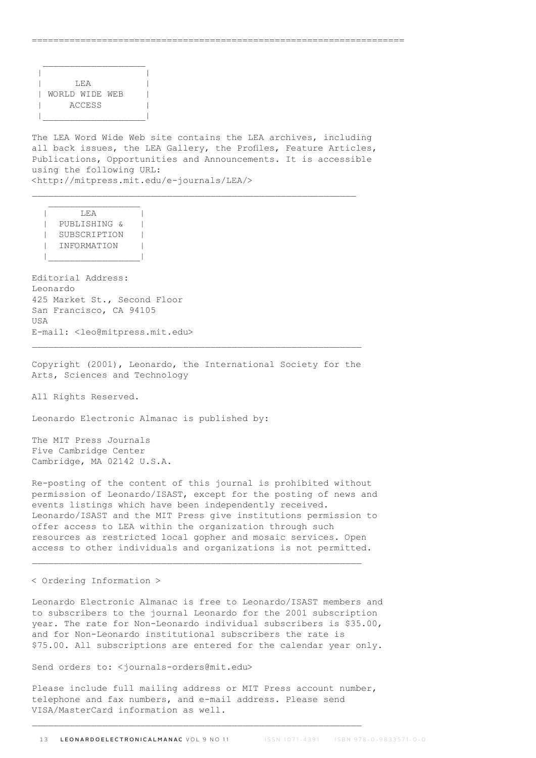## LEA WORLD WIDE WEB ACCESS

The LEA Word Wide Web site contains the LEA archives, including all back issues, the LEA Gallery, the Profiles, Feature Articles, Publications, Opportunities and Announcements. It is accessible using the following URL:
<http://mitpress.mit.edu/e-journals/LEA/>

---

## LEA PUBLISHING & SUBSCRIPTION INFORMATION

Editorial Address:
Leonardo
425 Market St., Second Floor
San Francisco, CA 94105
USA
E-mail: <leo@mitpress.mit.edu>

---

Copyright (2001), Leonardo, the International Society for the Arts, Sciences and Technology

All Rights Reserved.

Leonardo Electronic Almanac is published by:

The MIT Press Journals
Five Cambridge Center
Cambridge, MA 02142 U.S.A.

Re-posting of the content of this journal is prohibited without permission of Leonardo/ISAST, except for the posting of news and events listings which have been independently received. Leonardo/ISAST and the MIT Press give institutions permission to offer access to LEA within the organization through such resources as restricted local gopher and mosaic services. Open access to other individuals and organizations is not permitted.

---

< Ordering Information >

Leonardo Electronic Almanac is free to Leonardo/ISAST members and to subscribers to the journal Leonardo for the 2001 subscription year. The rate for Non-Leonardo individual subscribers is $35.00, and for Non-Leonardo institutional subscribers the rate is $75.00. All subscriptions are entered for the calendar year only.

Send orders to: <journals-orders@mit.edu>

Please include full mailing address or MIT Press account number, telephone and fax numbers, and e-mail address. Please send VISA/MasterCard information as well.

---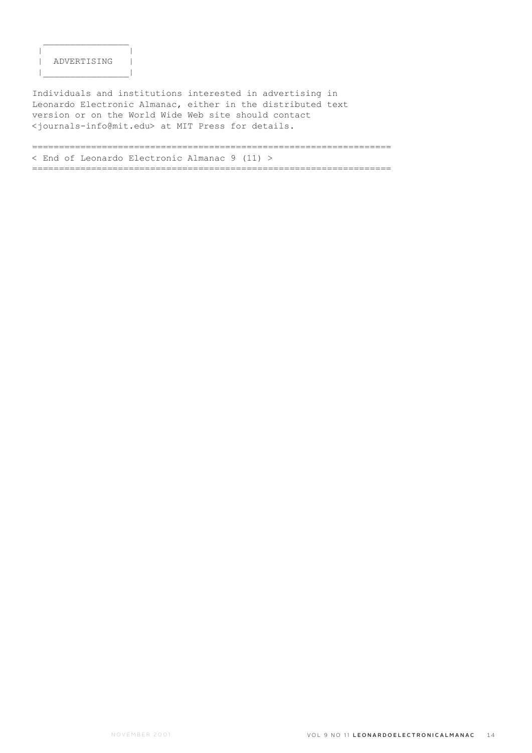## ADVERTISING

Individuals and institutions interested in advertising in Leonardo Electronic Almanac, either in the distributed text version or on the World Wide Web site should contact <journals-info@mit.edu> at MIT Press for details.

==================================================================

< End of Leonardo Electronic Almanac 9 (11) >

==================================================================